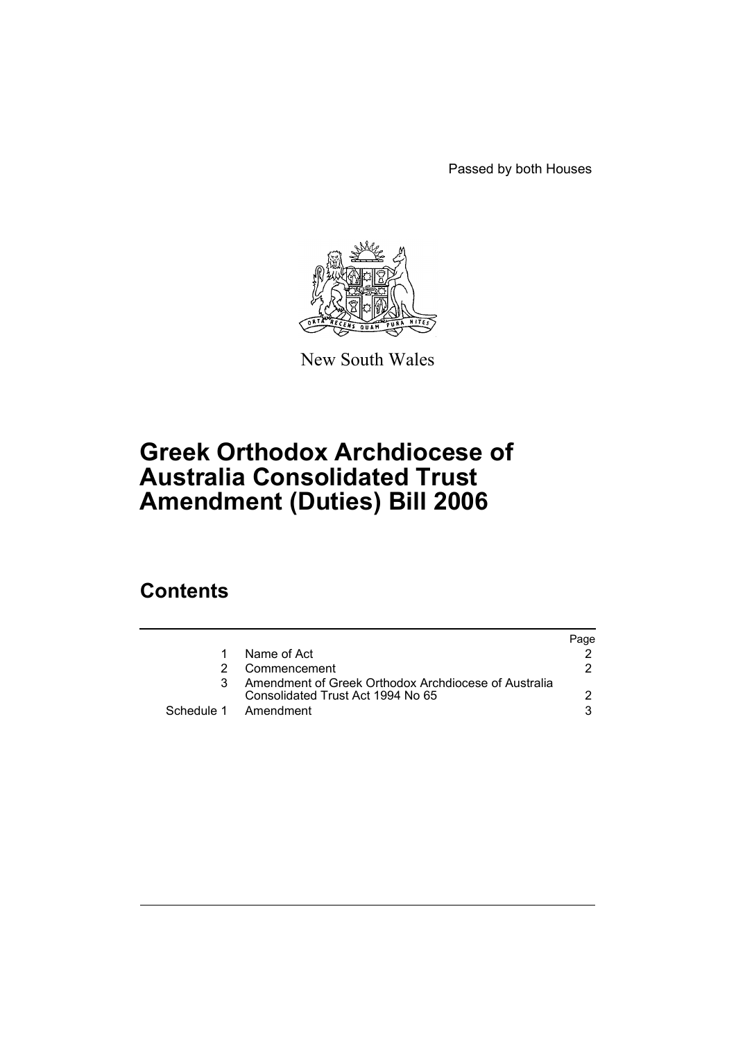Passed by both Houses

New South Wales

# Greek Orthodox Archdiocese of Australia Consolidated Trust Amendment (Duties) Bill 2006

## Contents

| | | Page |
|---|---|---|
| 1 | Name of Act | 2 |
| 2 | Commencement | 2 |
| 3 | Amendment of Greek Orthodox Archdiocese of Australia Consolidated Trust Act 1994 No 65 | 2 |
| Schedule 1 | Amendment | 3 |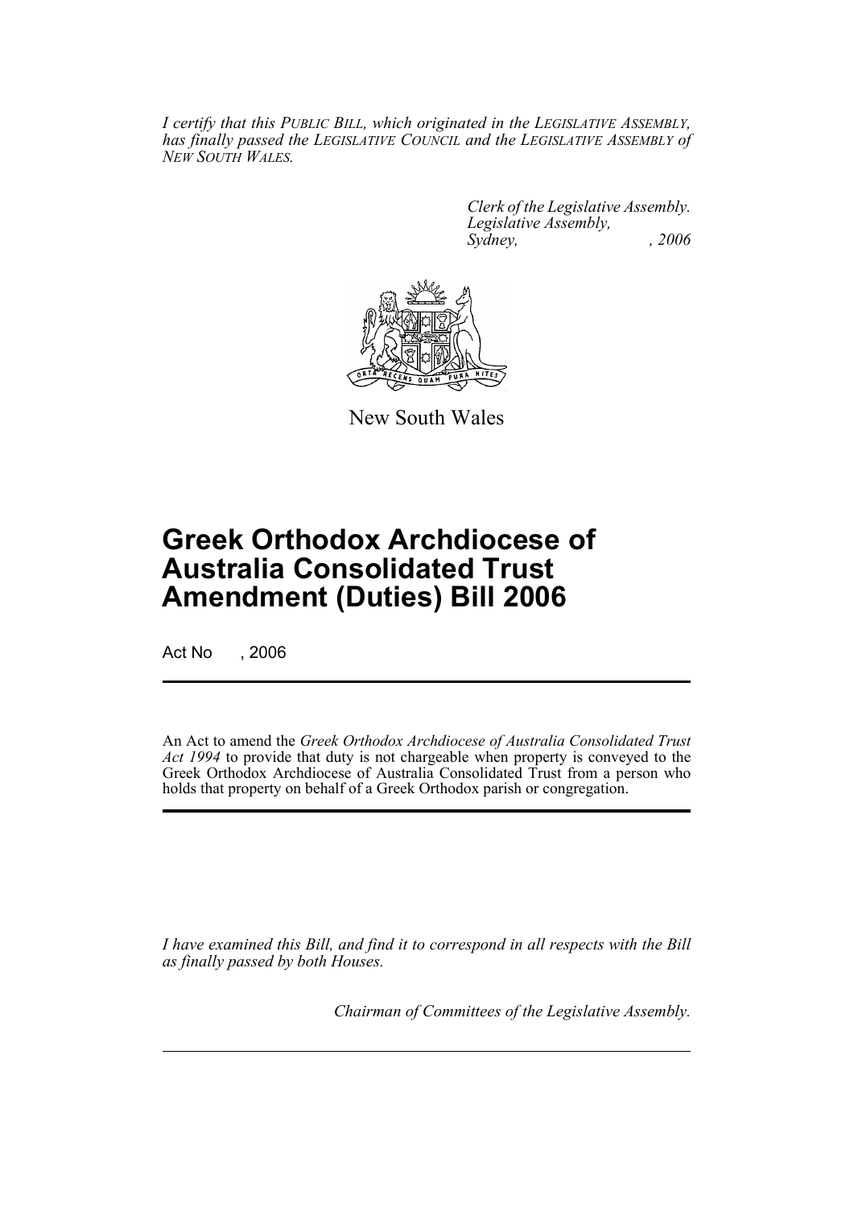*I certify that this PUBLIC BILL, which originated in the LEGISLATIVE ASSEMBLY, has finally passed the LEGISLATIVE COUNCIL and the LEGISLATIVE ASSEMBLY of NEW SOUTH WALES.*

*Clerk of the Legislative Assembly.*
*Legislative Assembly,*
*Sydney, , 2006*

New South Wales

# Greek Orthodox Archdiocese of Australia Consolidated Trust Amendment (Duties) Bill 2006

Act No , 2006

An Act to amend the *Greek Orthodox Archdiocese of Australia Consolidated Trust Act 1994* to provide that duty is not chargeable when property is conveyed to the Greek Orthodox Archdiocese of Australia Consolidated Trust from a person who holds that property on behalf of a Greek Orthodox parish or congregation.

*I have examined this Bill, and find it to correspond in all respects with the Bill as finally passed by both Houses.*

*Chairman of Committees of the Legislative Assembly.*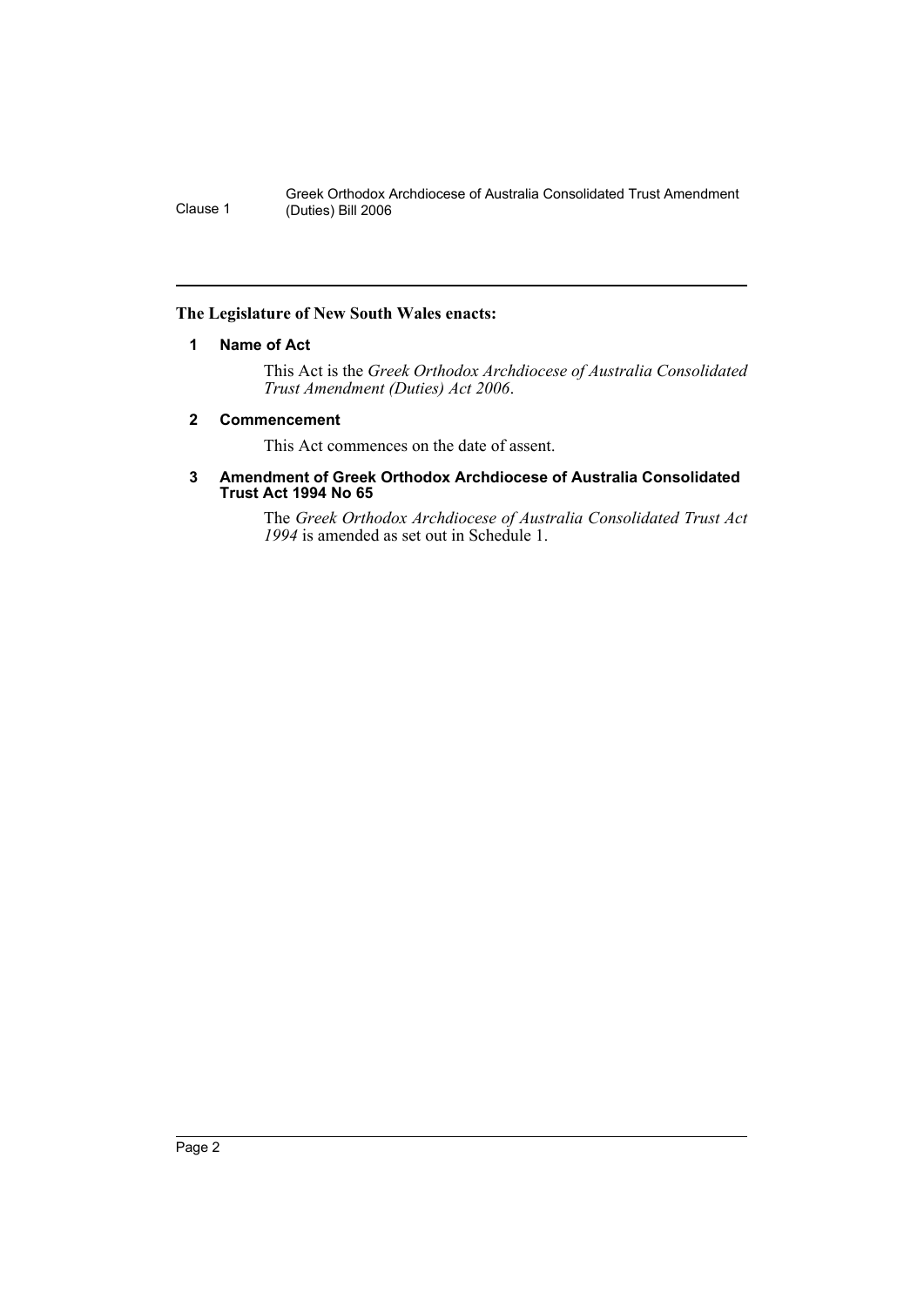**The Legislature of New South Wales enacts:**

### 1 Name of Act

This Act is the *Greek Orthodox Archdiocese of Australia Consolidated Trust Amendment (Duties) Act 2006*.

### 2 Commencement

This Act commences on the date of assent.

### 3 Amendment of Greek Orthodox Archdiocese of Australia Consolidated Trust Act 1994 No 65

The *Greek Orthodox Archdiocese of Australia Consolidated Trust Act 1994* is amended as set out in Schedule 1.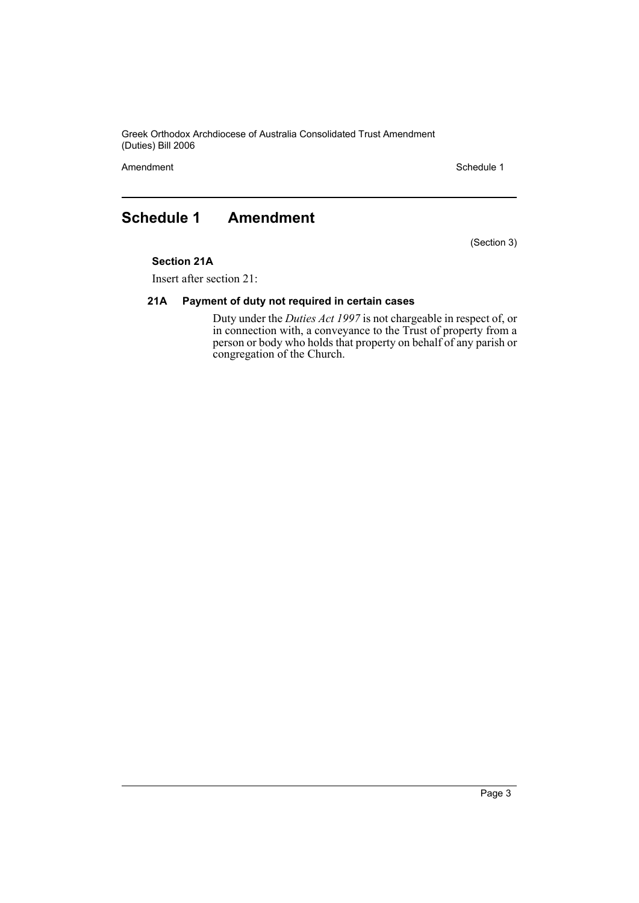# Schedule 1 Amendment

(Section 3)

**Section 21A**

Insert after section 21:

### 21A Payment of duty not required in certain cases

Duty under the *Duties Act 1997* is not chargeable in respect of, or in connection with, a conveyance to the Trust of property from a person or body who holds that property on behalf of any parish or congregation of the Church.